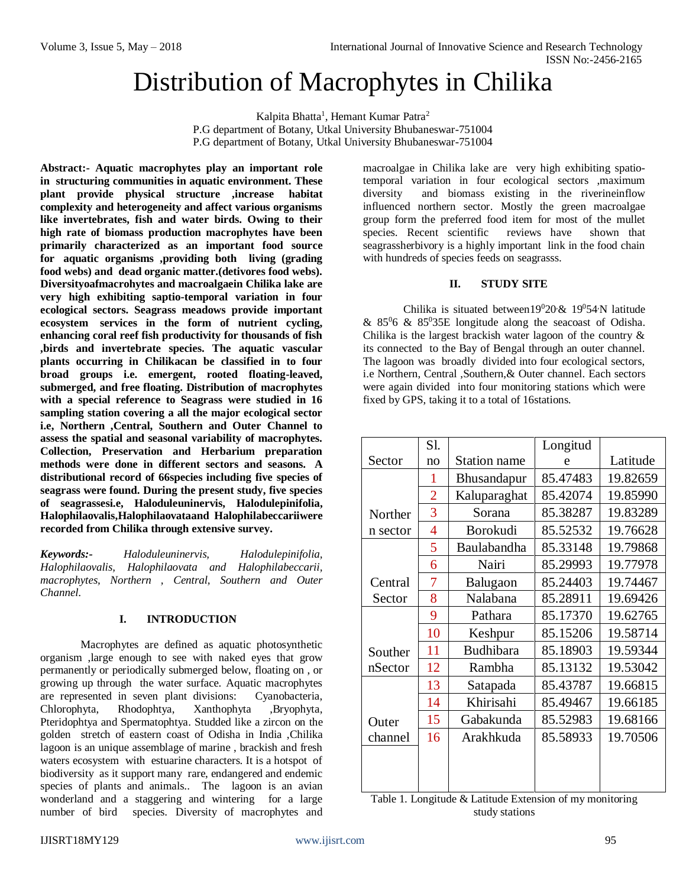# Distribution of Macrophytes in Chilika

Kalpita Bhatta[1], Hemant Kumar Patra[2]

P.G department of Botany, Utkal University Bhubaneswar-751004

P.G department of Botany, Utkal University Bhubaneswar-751004

**Abstract:- Aquatic macrophytes play an important role in structuring communities in aquatic environment. These plant provide physical structure ,increase habitat complexity and heterogeneity and affect various organisms like invertebrates, fish and water birds. Owing to their high rate of biomass production macrophytes have been primarily characterized as an important food source for aquatic organisms ,providing both living (grading food webs) and dead organic matter.(detivores food webs). Diversityofmacrohytes and macroalgaein Chilika lake are very high exhibiting saptio-temporal variation in four ecological sectors. Seagrass meadows provide important ecosystem services in the form of nutrient cycling, enhancing coral reef fish productivity for thousands of fish ,birds and invertebrate species. The aquatic vascular plants occurring in Chilikacan be classified in to four broad groups i.e. emergent, rooted floating-leaved, submerged, and free floating. Distribution of macrophytes with a special reference to Seagrass were studied in 16 sampling station covering a all the major ecological sector i.e, Northern ,Central, Southern and Outer Channel to assess the spatial and seasonal variability of macrophytes. Collection, Preservation and Herbarium preparation methods were done in different sectors and seasons. A distributional record of 66species including five species of seagrass were found. During the present study, five species of seagrassesi.e, Haloduleuninervis, Halodulepinifolia, Halophilaovalis,Halophilaovataand Halophilabeccariiwere recorded from Chilika through extensive survey.**

***Keywords:-*** *Haloduleuninervis, Halodulepinifolia, Halophilaovalis, Halophilaovata and Halophilabeccarii, macrophytes, Northern , Central, Southern and Outer Channel.*

## I. INTRODUCTION

Macrophytes are defined as aquatic photosynthetic organism ,large enough to see with naked eyes that grow permanently or periodically submerged below, floating on , or growing up through the water surface. Aquatic macrophytes are represented in seven plant divisions: Cyanobacteria, Chlorophyta, Rhodophtya, Xanthophyta ,Bryophyta, Pteridophtya and Spermatophtya. Studded like a zircon on the golden stretch of eastern coast of Odisha in India ,Chilika lagoon is an unique assemblage of marine , brackish and fresh waters ecosystem with estuarine characters. It is a hotspot of biodiversity as it support many rare, endangered and endemic species of plants and animals.. The lagoon is an avian wonderland and a staggering and wintering for a large number of bird species. Diversity of macrophytes and macroalgae in Chilika lake are very high exhibiting spatio-temporal variation in four ecological sectors ,maximum diversity and biomass existing in the riverineinflow influenced northern sector. Mostly the green macroalgae group form the preferred food item for most of the mullet species. Recent scientific reviews have shown that seagrassherbivory is a highly important link in the food chain with hundreds of species feeds on seagrasss.

## II. STUDY SITE

Chilika is situated between$19^0 20'$& $19^0 54'$N latitude & $85^0 6$ & $85^0 35$E longitude along the seacoast of Odisha. Chilika is the largest brackish water lagoon of the country & its connected to the Bay of Bengal through an outer channel. The lagoon was broadly divided into four ecological sectors, i.e Northern, Central ,Southern,& Outer channel. Each sectors were again divided into four monitoring stations which were fixed by GPS, taking it to a total of 16stations.

| Sector | Sl. no | Station name | Longitude | Latitude |
|---|---|---|---|---|
| Northern sector | 1 | Bhusandapur | 85.47483 | 19.82659 |
| | 2 | Kaluparaghat | 85.42074 | 19.85990 |
| | 3 | Sorana | 85.38287 | 19.83289 |
| | 4 | Borokudi | 85.52532 | 19.76628 |
| Central Sector | 5 | Baulabandha | 85.33148 | 19.79868 |
| | 6 | Nairi | 85.29993 | 19.77978 |
| | 7 | Balugaon | 85.24403 | 19.74467 |
| | 8 | Nalabana | 85.28911 | 19.69426 |
| SouthernSector | 9 | Pathara | 85.17370 | 19.62765 |
| | 10 | Keshpur | 85.15206 | 19.58714 |
| | 11 | Budhibara | 85.18903 | 19.59344 |
| | 12 | Rambha | 85.13132 | 19.53042 |
| Outer channel | 13 | Satapada | 85.43787 | 19.66815 |
| | 14 | Khirisahi | 85.49467 | 19.66185 |
| | 15 | Gabakunda | 85.52983 | 19.68166 |
| | 16 | Arakhkuda | 85.58933 | 19.70506 |

Table 1. Longitude & Latitude Extension of my monitoring study stations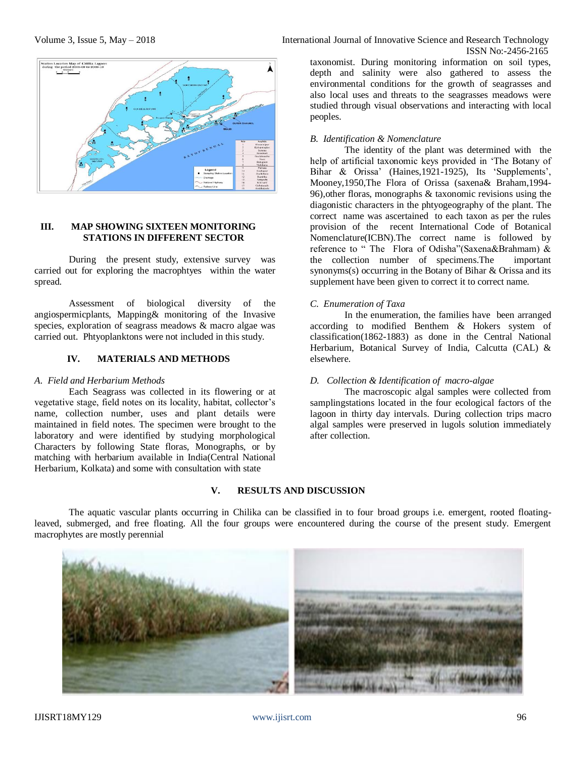### III. MAP SHOWING SIXTEEN MONITORING STATIONS IN DIFFERENT SECTOR

During the present study, extensive survey was carried out for exploring the macrophtyes within the water spread.

Assessment of biological diversity of the angiospermicplants, Mapping& monitoring of the Invasive species, exploration of seagrass meadows & macro algae was carried out. Phtyoplanktons were not included in this study.

## IV. MATERIALS AND METHODS

### *A. Field and Herbarium Methods*

Each Seagrass was collected in its flowering or at vegetative stage, field notes on its locality, habitat, collector's name, collection number, uses and plant details were maintained in field notes. The specimen were brought to the laboratory and were identified by studying morphological Characters by following State floras, Monographs, or by matching with herbarium available in India(Central National Herbarium, Kolkata) and some with consultation with state taxonomist. During monitoring information on soil types, depth and salinity were also gathered to assess the environmental conditions for the growth of seagrasses and also local uses and threats to the seagrasses meadows were studied through visual observations and interacting with local peoples.

### *B. Identification & Nomenclature*

The identity of the plant was determined with the help of artificial taxonomic keys provided in 'The Botany of Bihar & Orissa' (Haines,1921-1925), Its 'Supplements', Mooney,1950,The Flora of Orissa (saxena& Braham,1994-96),other floras, monographs & taxonomic revisions using the diagonistic characters in the phtyogeography of the plant. The correct name was ascertained to each taxon as per the rules provision of the recent International Code of Botanical Nomenclature(ICBN).The correct name is followed by reference to " The Flora of Odisha"(Saxena&Brahmam) & the collection number of specimens.The important synonyms(s) occurring in the Botany of Bihar & Orissa and its supplement have been given to correct it to correct name.

### *C. Enumeration of Taxa*

In the enumeration, the families have been arranged according to modified Benthem & Hokers system of classification(1862-1883) as done in the Central National Herbarium, Botanical Survey of India, Calcutta (CAL) & elsewhere.

### *D. Collection & Identification of macro-algae*

The macroscopic algal samples were collected from samplingstations located in the four ecological factors of the lagoon in thirty day intervals. During collection trips macro algal samples were preserved in lugols solution immediately after collection.

## V. RESULTS AND DISCUSSION

The aquatic vascular plants occurring in Chilika can be classified in to four broad groups i.e. emergent, rooted floating-leaved, submerged, and free floating. All the four groups were encountered during the course of the present study. Emergent macrophytes are mostly perennial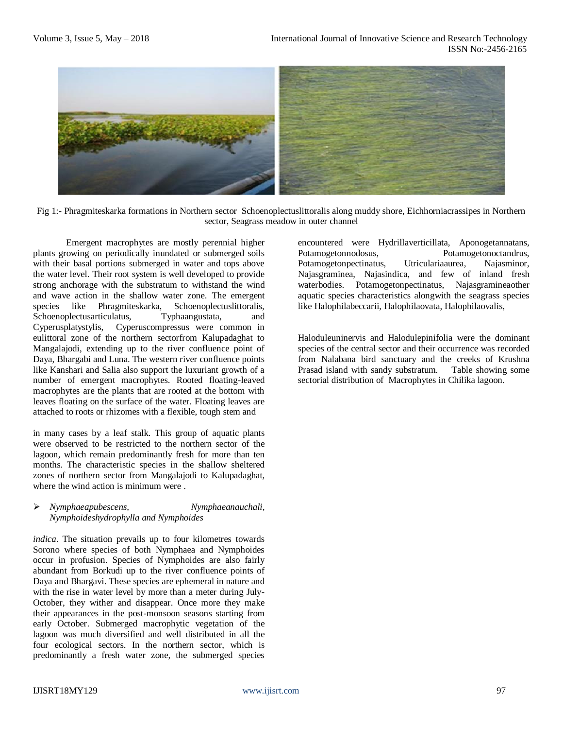Fig 1:- Phragmiteskarka formations in Northern sector Schoenoplectuslittoralis along muddy shore, Eichhorniacrassipes in Northern sector, Seagrass meadow in outer channel

Emergent macrophytes are mostly perennial higher plants growing on periodically inundated or submerged soils with their basal portions submerged in water and tops above the water level. Their root system is well developed to provide strong anchorage with the substratum to withstand the wind and wave action in the shallow water zone. The emergent species like Phragmiteskarka, Schoenoplectuslittoralis, Schoenoplectusarticulatus, Typhaangustata, and Cyperusplatystylis, Cyperuscompressus were common in eulittoral zone of the northern sectorfrom Kalupadaghat to Mangalajodi, extending up to the river confluence point of Daya, Bhargabi and Luna. The western river confluence points like Kanshari and Salia also support the luxuriant growth of a number of emergent macrophytes. Rooted floating-leaved macrophytes are the plants that are rooted at the bottom with leaves floating on the surface of the water. Floating leaves are attached to roots or rhizomes with a flexible, tough stem and

in many cases by a leaf stalk. This group of aquatic plants were observed to be restricted to the northern sector of the lagoon, which remain predominantly fresh for more than ten months. The characteristic species in the shallow sheltered zones of northern sector from Mangalajodi to Kalupadaghat, where the wind action is minimum were .

- *Nymphaeapubescens, Nymphaeanauchali, Nymphoideshydrophylla and Nymphoides*

*indica*. The situation prevails up to four kilometres towards Sorono where species of both Nymphaea and Nymphoides occur in profusion. Species of Nymphoides are also fairly abundant from Borkudi up to the river confluence points of Daya and Bhargavi. These species are ephemeral in nature and with the rise in water level by more than a meter during July-October, they wither and disappear. Once more they make their appearances in the post-monsoon seasons starting from early October. Submerged macrophytic vegetation of the lagoon was much diversified and well distributed in all the four ecological sectors. In the northern sector, which is predominantly a fresh water zone, the submerged species encountered were Hydrillaverticillata, Aponogetannatans, Potamogetonnodosus, Potamogetonoctandrus, Potamogetonpectinatus, Utriculariaaurea, Najasminor, Najasgraminea, Najasindica, and few of inland fresh waterbodies. Potamogetonpectinatus, Najasgramineaother aquatic species characteristics alongwith the seagrass species like Halophilabeccarii, Halophilaovata, Halophilaovalis,

Haloduleuninervis and Halodulepinifolia were the dominant species of the central sector and their occurrence was recorded from Nalabana bird sanctuary and the creeks of Krushna Prasad island with sandy substratum. Table showing some sectorial distribution of Macrophytes in Chilika lagoon.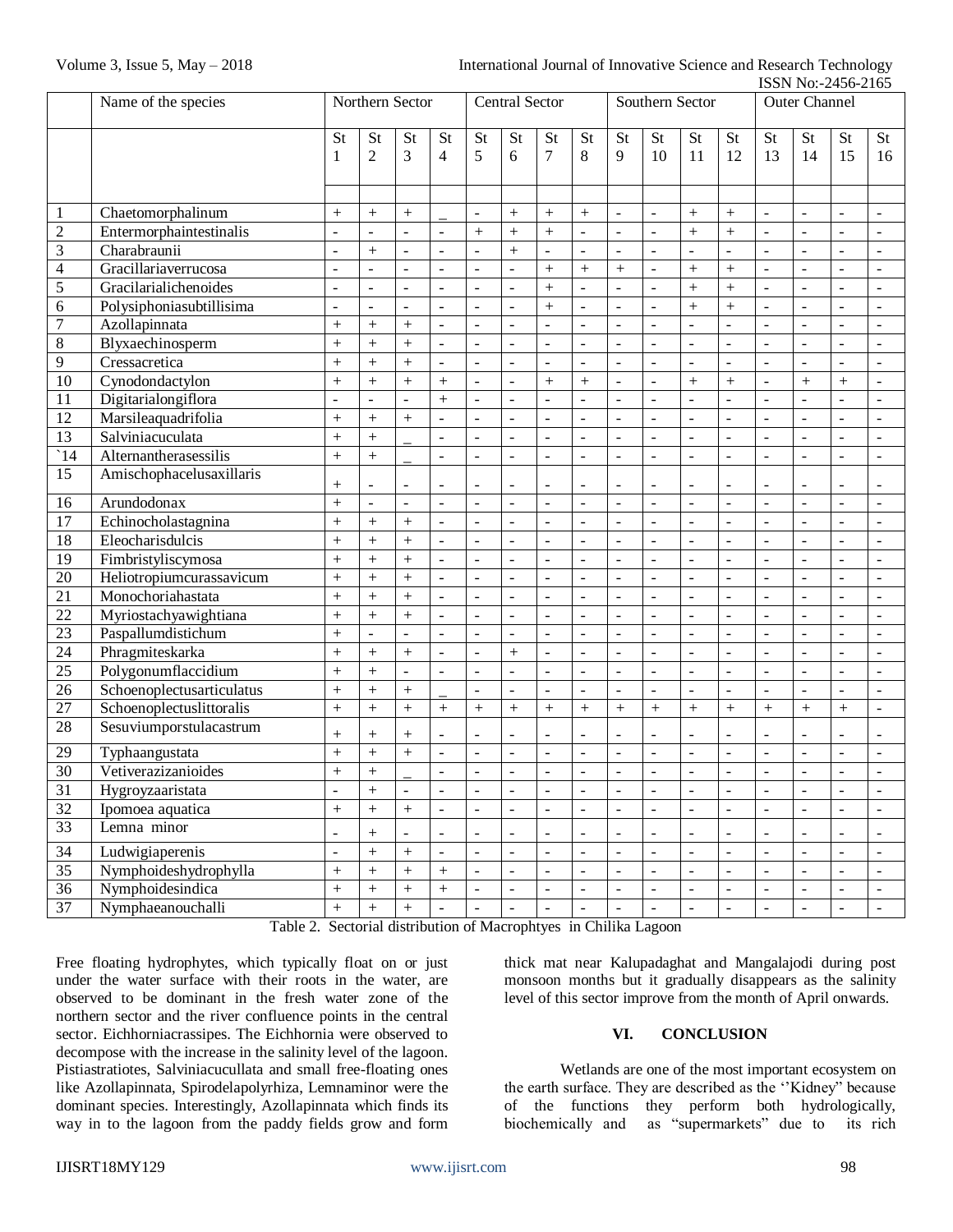| | Name of the species | Northern Sector | | | | Central Sector | | | | Southern Sector | | | | Outer Channel | | | |
|---|---|---|---|---|---|---|---|---|---|---|---|---|---|---|---|---|---|
| | | St 1 | St 2 | St 3 | St 4 | St 5 | St 6 | St 7 | St 8 | St 9 | St 10 | St 11 | St 12 | St 13 | St 14 | St 15 | St 16 |
| 1 | Chaetomorphalinum | + | + | + | _ | - | + | + | + | - | - | + | + | - | - | - | - |
| 2 | Entermorphaintestinalis | - | - | - | - | + | + | + | - | - | - | + | + | - | - | - | - |
| 3 | Charabraunii | - | + | - | - | - | + | - | - | - | - | - | - | - | - | - | - |
| 4 | Gracillariaverrucosa | - | - | - | - | - | - | + | + | + | - | + | + | - | - | - | - |
| 5 | Gracilarialichenoides | - | - | - | - | - | - | + | - | - | - | + | + | - | - | - | - |
| 6 | Polysiphoniasubtillisima | - | - | - | - | - | - | + | - | - | - | + | + | - | - | - | - |
| 7 | Azollapinnata | + | + | + | - | - | - | - | - | - | - | - | - | - | - | - | - |
| 8 | Blyxaechinosperm | + | + | + | - | - | - | - | - | - | - | - | - | - | - | - | - |
| 9 | Cressacretica | + | + | + | - | - | - | - | - | - | - | - | - | - | - | - | - |
| 10 | Cynodondactylon | + | + | + | + | - | - | + | + | - | - | + | + | - | + | + | - |
| 11 | Digitarialongiflora | - | - | - | + | - | - | - | - | - | - | - | - | - | - | - | - |
| 12 | Marsileaquadrifolia | + | + | + | - | - | - | - | - | - | - | - | - | - | - | - | - |
| 13 | Salviniacuculata | + | + | _ | - | - | - | - | - | - | - | - | - | - | - | - | - |
| `14 | Alternantherasessilis | + | + | _ | - | - | - | - | - | - | - | - | - | - | - | - | - |
| 15 | Amischophacelusaxillaris | + | - | - | - | - | - | - | - | - | - | - | - | - | - | - | - |
| 16 | Arundodonax | + | - | - | - | - | - | - | - | - | - | - | - | - | - | - | - |
| 17 | Echinocholastagnina | + | + | + | - | - | - | - | - | - | - | - | - | - | - | - | - |
| 18 | Eleocharisdulcis | + | + | + | - | - | - | - | - | - | - | - | - | - | - | - | - |
| 19 | Fimbristyliscymosa | + | + | + | - | - | - | - | - | - | - | - | - | - | - | - | - |
| 20 | Heliotropiumcurassavicum | + | + | + | - | - | - | - | - | - | - | - | - | - | - | - | - |
| 21 | Monochoriahastata | + | + | + | - | - | - | - | - | - | - | - | - | - | - | - | - |
| 22 | Myriostachyawightiana | + | + | + | - | - | - | - | - | - | - | - | - | - | - | - | - |
| 23 | Paspallumdistichum | + | - | - | - | - | - | - | - | - | - | - | - | - | - | - | - |
| 24 | Phragmiteskarka | + | + | + | - | - | + | - | - | - | - | - | - | - | - | - | - |
| 25 | Polygonumflaccidium | + | + | - | - | - | - | - | - | - | - | - | - | - | - | - | - |
| 26 | Schoenoplectusarticulatus | + | + | + | _ | - | - | - | - | - | - | - | - | - | - | - | - |
| 27 | Schoenoplectuslittoralis | + | + | + | + | + | + | + | + | + | + | + | + | + | + | + | - |
| 28 | Sesuviumporstulacastrum | + | + | + | - | - | - | - | - | - | - | - | - | - | - | - | - |
| 29 | Typhaangustata | + | + | + | - | - | - | - | - | - | - | - | - | - | - | - | - |
| 30 | Vetiverazizanioides | + | + | _ | - | - | - | - | - | - | - | - | - | - | - | - | - |
| 31 | Hygroyzaaristata | - | + | - | - | - | - | - | - | - | - | - | - | - | - | - | - |
| 32 | Ipomoea aquatica | + | + | + | - | - | - | - | - | - | - | - | - | - | - | - | - |
| 33 | Lemna minor | - | + | - | - | - | - | - | - | - | - | - | - | - | - | - | - |
| 34 | Ludwigiaperenis | - | + | + | - | - | - | - | - | - | - | - | - | - | - | - | - |
| 35 | Nymphoideshydrophylla | + | + | + | + | - | - | - | - | - | - | - | - | - | - | - | - |
| 36 | Nymphoidesindica | + | + | + | + | - | - | - | - | - | - | - | - | - | - | - | - |
| 37 | Nymphaeanouchalli | + | + | + | - | - | - | - | - | - | - | - | - | - | - | - | - |

Table 2. Sectorial distribution of Macrophtyes in Chilika Lagoon

Free floating hydrophytes, which typically float on or just under the water surface with their roots in the water, are observed to be dominant in the fresh water zone of the northern sector and the river confluence points in the central sector. Eichhorniacrassipes. The Eichhornia were observed to decompose with the increase in the salinity level of the lagoon. Pistiastratiotes, Salviniacucullata and small free-floating ones like Azollapinnata, Spirodelapolyrhiza, Lemnaminor were the dominant species. Interestingly, Azollapinnata which finds its way in to the lagoon from the paddy fields grow and form thick mat near Kalupadaghat and Mangalajodi during post monsoon months but it gradually disappears as the salinity level of this sector improve from the month of April onwards.

## VI. CONCLUSION

Wetlands are one of the most important ecosystem on the earth surface. They are described as the ''Kidney" because of the functions they perform both hydrologically, biochemically and as "supermarkets" due to its rich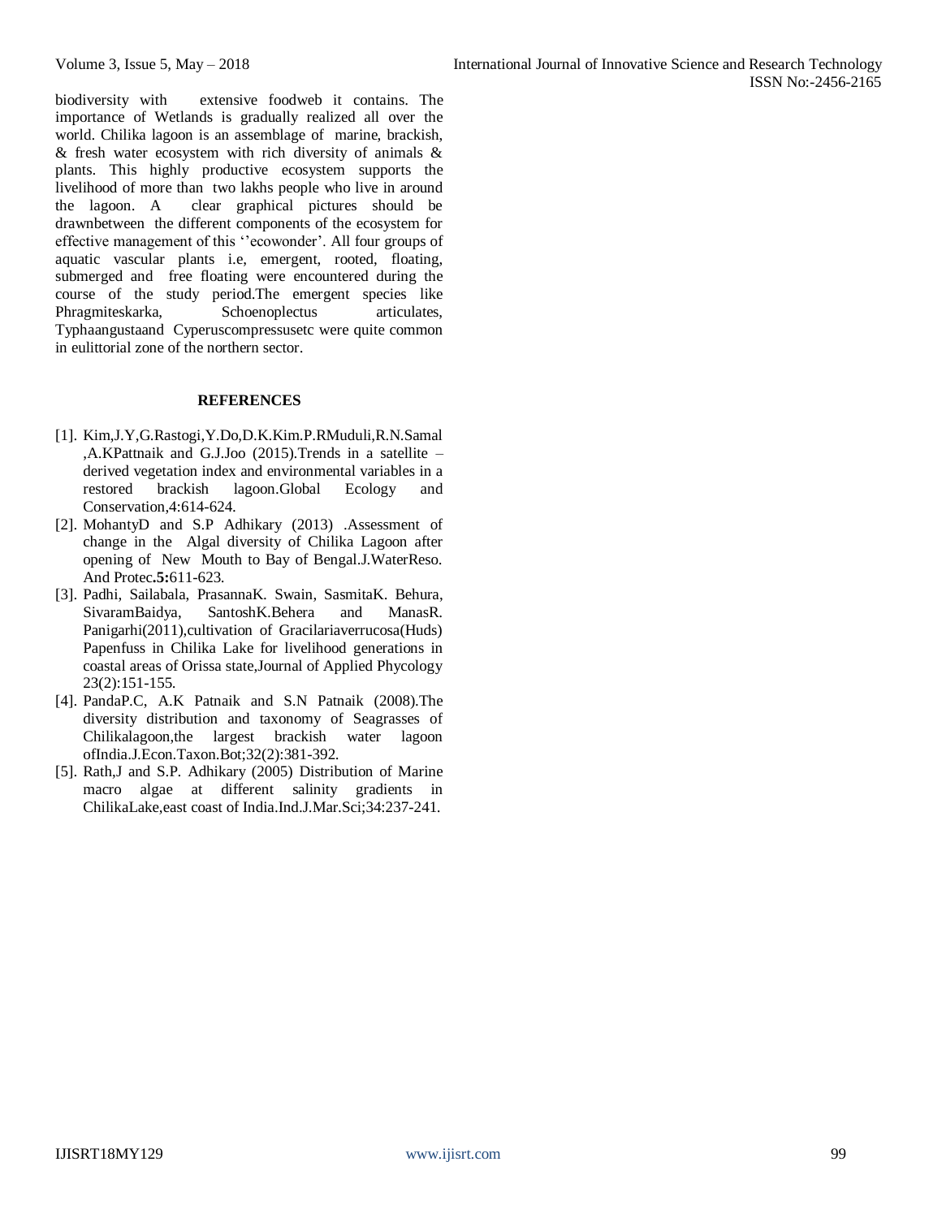biodiversity with extensive foodweb it contains. The importance of Wetlands is gradually realized all over the world. Chilika lagoon is an assemblage of marine, brackish, & fresh water ecosystem with rich diversity of animals & plants. This highly productive ecosystem supports the livelihood of more than two lakhs people who live in around the lagoon. A clear graphical pictures should be drawnbetween the different components of the ecosystem for effective management of this ‘’ecowonder’. All four groups of aquatic vascular plants i.e, emergent, rooted, floating, submerged and free floating were encountered during the course of the study period.The emergent species like Phragmiteskarka, Schoenoplectus articulates, Typhaangustaand Cyperuscompressusetc were quite common in eulittorial zone of the northern sector.

## REFERENCES

[1]. Kim,J.Y,G.Rastogi,Y.Do,D.K.Kim.P.RMuduli,R.N.Samal ,A.KPattnaik and G.J.Joo (2015).Trends in a satellite – derived vegetation index and environmental variables in a restored brackish lagoon.Global Ecology and Conservation,4:614-624.

[2]. MohantyD and S.P Adhikary (2013) .Assessment of change in the Algal diversity of Chilika Lagoon after opening of New Mouth to Bay of Bengal.J.WaterReso. And Protec**.5:**611-623.

[3]. Padhi, Sailabala, PrasannaK. Swain, SasmitaK. Behura, SivaramBaidya, SantoshK.Behera and ManasR. Panigarhi(2011),cultivation of Gracilariaverrucosa(Huds) Papenfuss in Chilika Lake for livelihood generations in coastal areas of Orissa state,Journal of Applied Phycology 23(2):151-155.

[4]. PandaP.C, A.K Patnaik and S.N Patnaik (2008).The diversity distribution and taxonomy of Seagrasses of Chilikalagoon,the largest brackish water lagoon ofIndia.J.Econ.Taxon.Bot;32(2):381-392.

[5]. Rath,J and S.P. Adhikary (2005) Distribution of Marine macro algae at different salinity gradients in ChilikaLake,east coast of India.Ind.J.Mar.Sci;34:237-241.